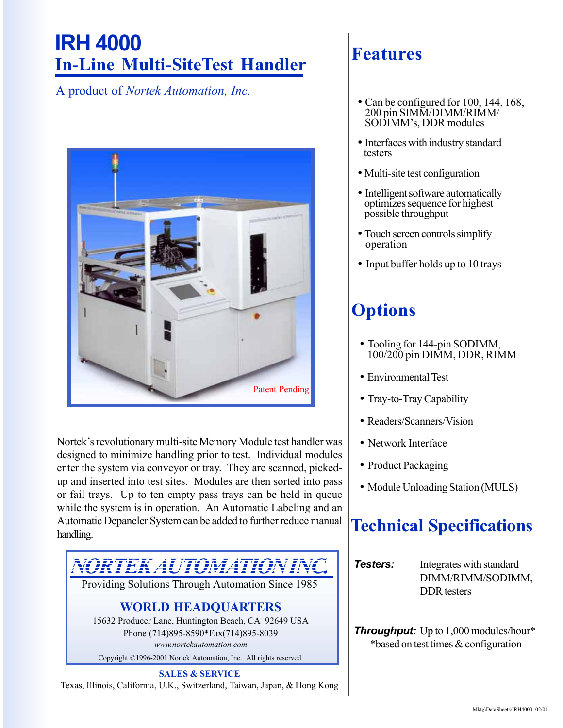# IRH 4000

## In-Line Multi-SiteTest Handler

A product of *Nortek Automation, Inc.*

Patent Pending

Nortek's revolutionary multi-site Memory Module test handler was designed to minimize handling prior to test. Individual modules enter the system via conveyor or tray. They are scanned, picked-up and inserted into test sites. Modules are then sorted into pass or fail trays. Up to ten empty pass trays can be held in queue while the system is in operation. An Automatic Labeling and an Automatic Depaneler System can be added to further reduce manual handling.

***NORTEK AUTOMATION INC.***

Providing Solutions Through Automation Since 1985

**WORLD HEADQUARTERS**

15632 Producer Lane, Huntington Beach, CA 92649 USA

Phone (714)895-8590*Fax(714)895-8039

*www.nortekautomation.com*

Copyright ©1996-2001 Nortek Automation, Inc. All rights reserved.

**SALES & SERVICE**

Texas, Illinois, California, U.K., Switzerland, Taiwan, Japan, & Hong Kong

## Features

- Can be configured for 100, 144, 168, 200 pin SIMM/DIMM/RIMM/ SODIMM's, DDR modules
- Interfaces with industry standard testers
- Multi-site test configuration
- Intelligent software automatically optimizes sequence for highest possible throughput
- Touch screen controls simplify operation
- Input buffer holds up to 10 trays

## Options

- Tooling for 144-pin SODIMM, 100/200 pin DIMM, DDR, RIMM
- Environmental Test
- Tray-to-Tray Capability
- Readers/Scanners/Vision
- Network Interface
- Product Packaging
- Module Unloading Station (MULS)

## Technical Specifications

***Testers:*** Integrates with standard DIMM/RIMM/SODIMM, DDR testers

***Throughput:*** Up to 1,000 modules/hour*
*based on test times & configuration

Mktg\DataSheets\IRH4000 02/01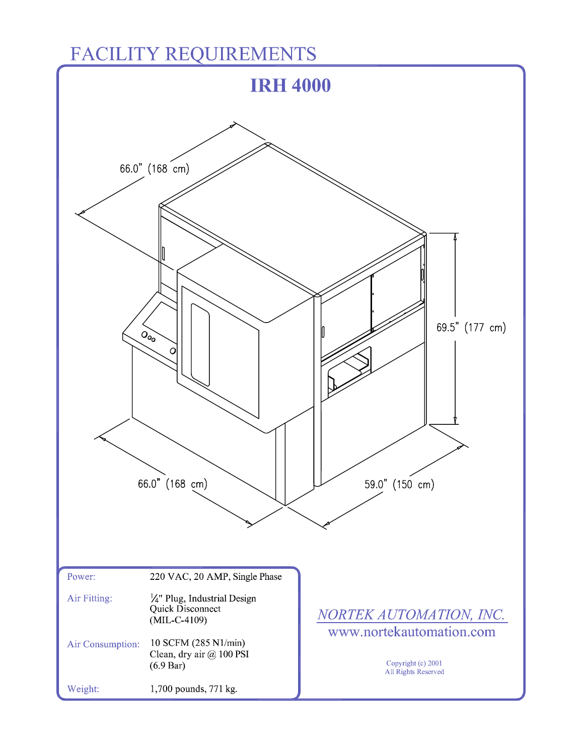# FACILITY REQUIREMENTS

## IRH 4000

66.0" (168 cm)

69.5" (177 cm)

66.0" (168 cm)

59.0" (150 cm)

| | |
|---|---|
| Power: | 220 VAC, 20 AMP, Single Phase |
| Air Fitting: | ¼" Plug, Industrial Design Quick Disconnect (MIL-C-4109) |
| Air Consumption: | 10 SCFM (285 N1/min) Clean, dry air @ 100 PSI (6.9 Bar) |
| Weight: | 1,700 pounds, 771 kg. |

*NORTEK AUTOMATION, INC.*

www.nortekautomation.com

Copyright (c) 2001
All Rights Reserved